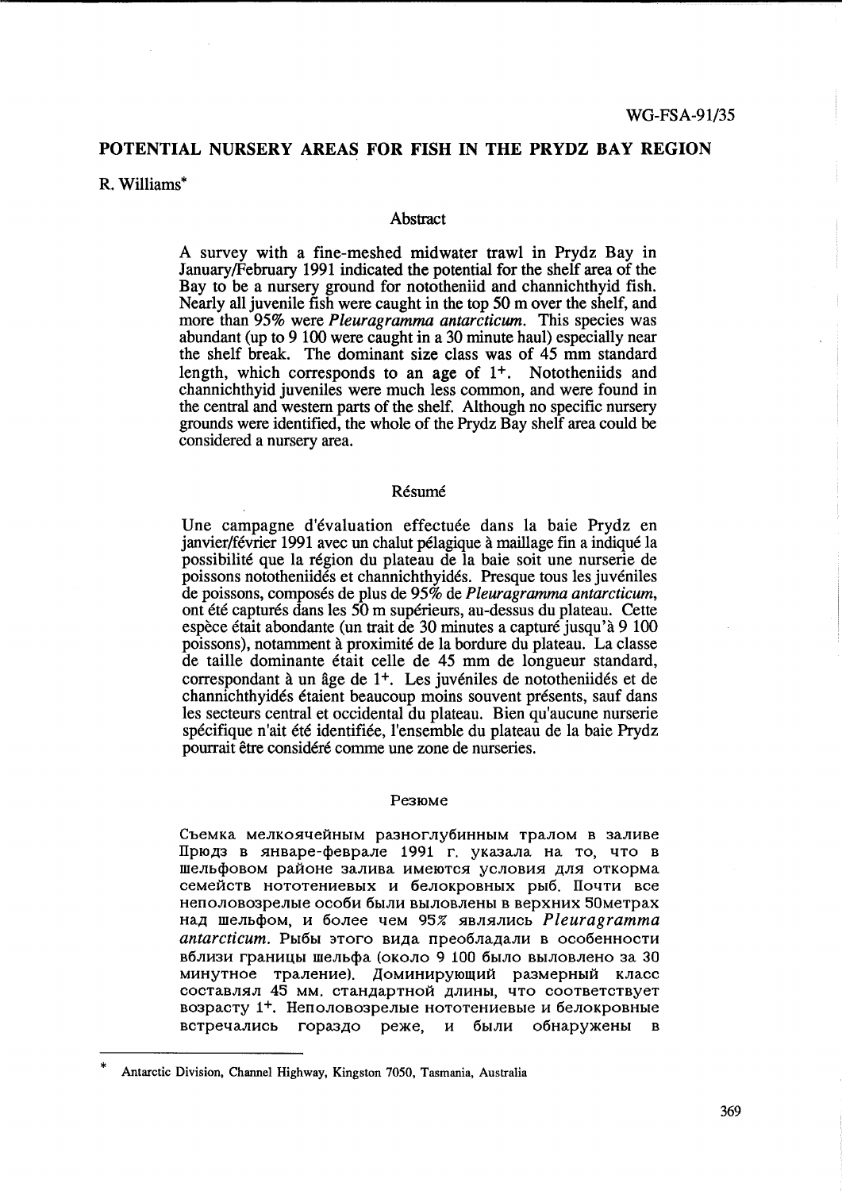WG-FSA-91/35

# POTENTIAL NURSERY AREAS FOR FISH IN THE PRYDZ BAY REGION

R. Williams*

## Abstract

A survey with a fine-meshed midwater trawl in Prydz Bay in January/February 1991 indicated the potential for the shelf area of the Bay to be a nursery ground for nototheniid and channichthyid fish. Nearly all juvenile fish were caught in the top 50 m over the shelf, and more than 95% were *Pleuragramma antarcticum*. This species was abundant (up to 9 100 were caught in a 30 minute haul) especially near the shelf break. The dominant size class was of 45 mm standard length, which corresponds to an age of 1+. Nototheniids and channichthyid juveniles were much less common, and were found in the central and western parts of the shelf. Although no specific nursery grounds were identified, the whole of the Prydz Bay shelf area could be considered a nursery area.

## Résumé

Une campagne d'évaluation effectuée dans la baie Prydz en janvier/février 1991 avec un chalut pélagique à maillage fin a indiqué la possibilité que la région du plateau de la baie soit une nurserie de poissons nototheniidés et channichthyidés. Presque tous les juvéniles de poissons, composés de plus de 95% de *Pleuragramma antarcticum*, ont été capturés dans les 50 m supérieurs, au-dessus du plateau. Cette espèce était abondante (un trait de 30 minutes a capturé jusqu'à 9 100 poissons), notamment à proximité de la bordure du plateau. La classe de taille dominante était celle de 45 mm de longueur standard, correspondant à un âge de 1+. Les juvéniles de nototheniidés et de channichthyidés étaient beaucoup moins souvent présents, sauf dans les secteurs central et occidental du plateau. Bien qu'aucune nurserie spécifique n'ait été identifiée, l'ensemble du plateau de la baie Prydz pourrait être considéré comme une zone de nurseries.

## Резюме

Съемка мелкоячейным разноглубинным тралом в заливе Прюдз в январе-феврале 1991 г. указала на то, что в шельфовом районе залива имеются условия для откорма семейств нототениевых и белокровных рыб. Почти все неполовозрелые особи были выловлены в верхних 50метрах над шельфом, и более чем 95% являлись *Pleuragramma antarcticum*. Рыбы этого вида преобладали в особенности вблизи границы шельфа (около 9 100 было выловлено за 30 минутное траление). Доминирующий размерный класс составлял 45 мм. стандартной длины, что соответствует возрасту 1+. Неполовозрелые нототениевые и белокровные встречались гораздо реже, и были обнаружены в

* Antarctic Division, Channel Highway, Kingston 7050, Tasmania, Australia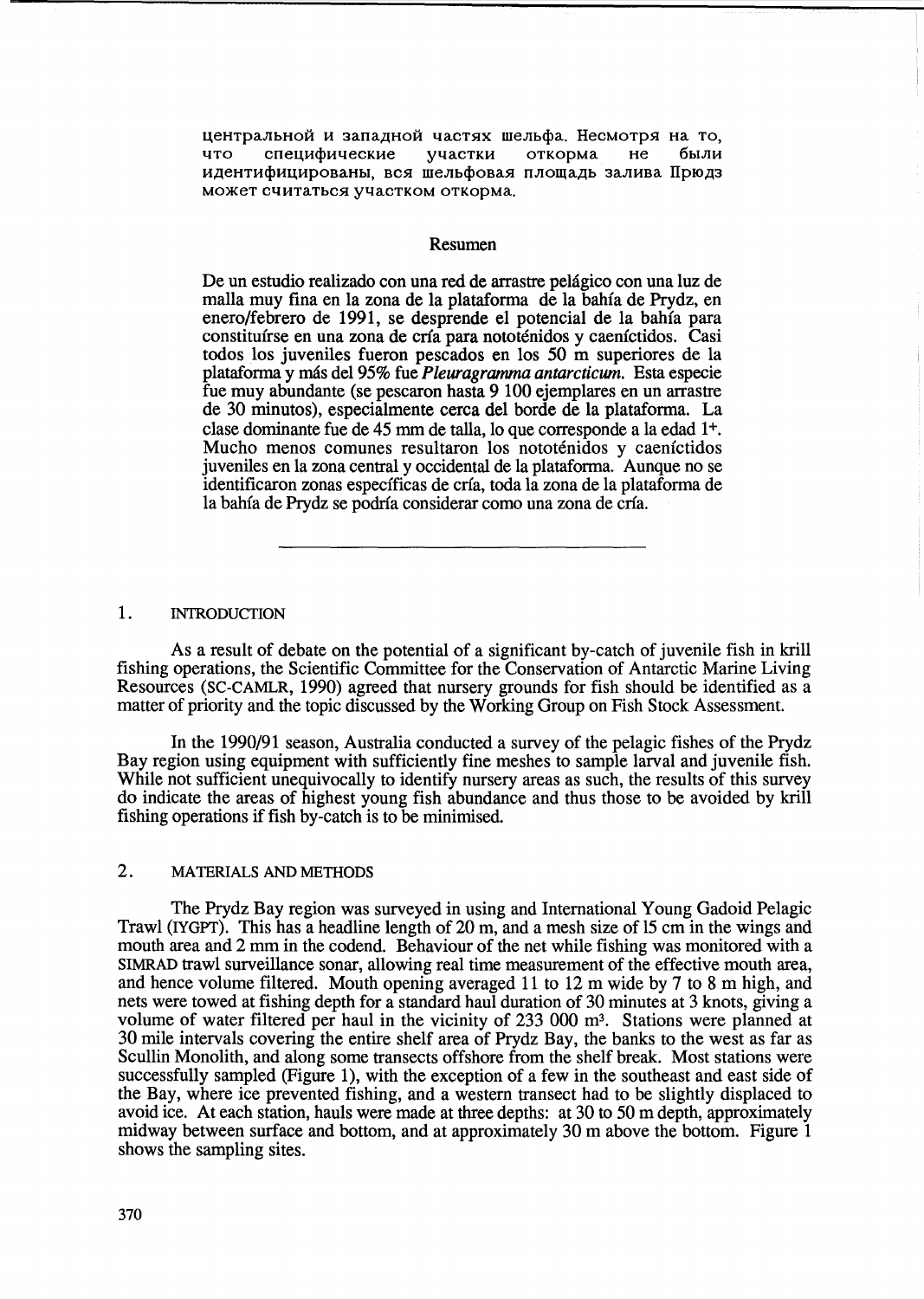центральной и западной частях шельфа. Несмотря на то, что специфические участки откорма не были идентифицированы, вся шельфовая площадь залива Прюдз может считаться участком откорма.

## Resumen

De un estudio realizado con una red de arrastre pelágico con una luz de malla muy fina en la zona de la plataforma de la bahía de Prydz, en enero/febrero de 1991, se desprende el potencial de la bahía para constituírse en una zona de cría para nototénidos y caeníctidos. Casi todos los juveniles fueron pescados en los 50 m superiores de la plataforma y más del 95% fue *Pleuragramma antarcticum*. Esta especie fue muy abundante (se pescaron hasta 9 100 ejemplares en un arrastre de 30 minutos), especialmente cerca del borde de la plataforma. La clase dominante fue de 45 mm de talla, lo que corresponde a la edad 1+. Mucho menos comunes resultaron los nototénidos y caeníctidos juveniles en la zona central y occidental de la plataforma. Aunque no se identificaron zonas específicas de cría, toda la zona de la plataforma de la bahía de Prydz se podría considerar como una zona de cría.

---

## 1. INTRODUCTION

As a result of debate on the potential of a significant by-catch of juvenile fish in krill fishing operations, the Scientific Committee for the Conservation of Antarctic Marine Living Resources (SC-CAMLR, 1990) agreed that nursery grounds for fish should be identified as a matter of priority and the topic discussed by the Working Group on Fish Stock Assessment.

In the 1990/91 season, Australia conducted a survey of the pelagic fishes of the Prydz Bay region using equipment with sufficiently fine meshes to sample larval and juvenile fish. While not sufficient unequivocally to identify nursery areas as such, the results of this survey do indicate the areas of highest young fish abundance and thus those to be avoided by krill fishing operations if fish by-catch is to be minimised.

## 2. MATERIALS AND METHODS

The Prydz Bay region was surveyed in using and International Young Gadoid Pelagic Trawl (IYGPT). This has a headline length of 20 m, and a mesh size of 15 cm in the wings and mouth area and 2 mm in the codend. Behaviour of the net while fishing was monitored with a SIMRAD trawl surveillance sonar, allowing real time measurement of the effective mouth area, and hence volume filtered. Mouth opening averaged 11 to 12 m wide by 7 to 8 m high, and nets were towed at fishing depth for a standard haul duration of 30 minutes at 3 knots, giving a volume of water filtered per haul in the vicinity of 233 000 $m^3$. Stations were planned at 30 mile intervals covering the entire shelf area of Prydz Bay, the banks to the west as far as Scullin Monolith, and along some transects offshore from the shelf break. Most stations were successfully sampled (Figure 1), with the exception of a few in the southeast and east side of the Bay, where ice prevented fishing, and a western transect had to be slightly displaced to avoid ice. At each station, hauls were made at three depths: at 30 to 50 m depth, approximately midway between surface and bottom, and at approximately 30 m above the bottom. Figure 1 shows the sampling sites.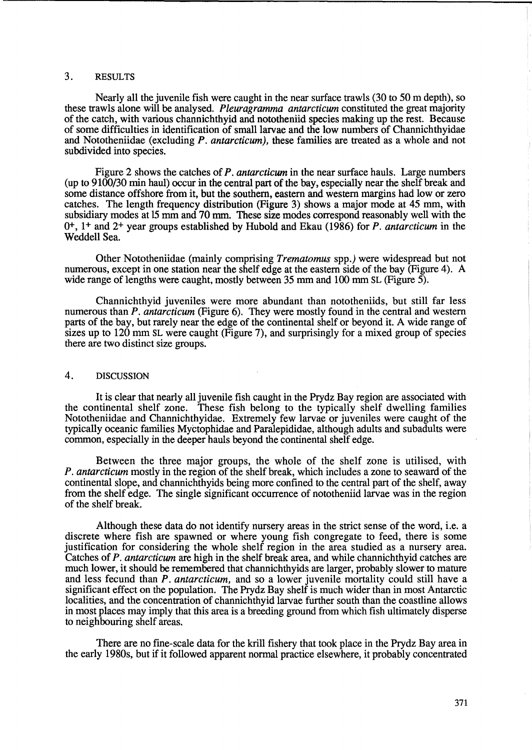## 3. RESULTS

Nearly all the juvenile fish were caught in the near surface trawls (30 to 50 m depth), so these trawls alone will be analysed. *Pleuragramma antarcticum* constituted the great majority of the catch, with various channichthyid and nototheniid species making up the rest. Because of some difficulties in identification of small larvae and the low numbers of Channichthyidae and Nototheniidae (excluding *P. antarcticum*), these families are treated as a whole and not subdivided into species.

Figure 2 shows the catches of *P. antarcticum* in the near surface hauls. Large numbers (up to 9100/30 min haul) occur in the central part of the bay, especially near the shelf break and some distance offshore from it, but the southern, eastern and western margins had low or zero catches. The length frequency distribution (Figure 3) shows a major mode at 45 mm, with subsidiary modes at 15 mm and 70 mm. These size modes correspond reasonably well with the $0^{+}$, $1^{+}$ and $2^{+}$ year groups established by Hubold and Ekau (1986) for *P. antarcticum* in the Weddell Sea.

Other Nototheniidae (mainly comprising *Trematomus* spp.) were widespread but not numerous, except in one station near the shelf edge at the eastern side of the bay (Figure 4). A wide range of lengths were caught, mostly between 35 mm and 100 mm SL (Figure 5).

Channichthyid juveniles were more abundant than nototheniids, but still far less numerous than *P. antarcticum* (Figure 6). They were mostly found in the central and western parts of the bay, but rarely near the edge of the continental shelf or beyond it. A wide range of sizes up to 120 mm SL were caught (Figure 7), and surprisingly for a mixed group of species there are two distinct size groups.

## 4. DISCUSSION

It is clear that nearly all juvenile fish caught in the Prydz Bay region are associated with the continental shelf zone. These fish belong to the typically shelf dwelling families Nototheniidae and Channichthyidae. Extremely few larvae or juveniles were caught of the typically oceanic families Myctophidae and Paralepididae, although adults and subadults were common, especially in the deeper hauls beyond the continental shelf edge.

Between the three major groups, the whole of the shelf zone is utilised, with *P. antarcticum* mostly in the region of the shelf break, which includes a zone to seaward of the continental slope, and channichthyids being more confined to the central part of the shelf, away from the shelf edge. The single significant occurrence of nototheniid larvae was in the region of the shelf break.

Although these data do not identify nursery areas in the strict sense of the word, i.e. a discrete where fish are spawned or where young fish congregate to feed, there is some justification for considering the whole shelf region in the area studied as a nursery area. Catches of *P. antarcticum* are high in the shelf break area, and while channichthyid catches are much lower, it should be remembered that channichthyids are larger, probably slower to mature and less fecund than *P. antarcticum*, and so a lower juvenile mortality could still have a significant effect on the population. The Prydz Bay shelf is much wider than in most Antarctic localities, and the concentration of channichthyid larvae further south than the coastline allows in most places may imply that this area is a breeding ground from which fish ultimately disperse to neighbouring shelf areas.

There are no fine-scale data for the krill fishery that took place in the Prydz Bay area in the early 1980s, but if it followed apparent normal practice elsewhere, it probably concentrated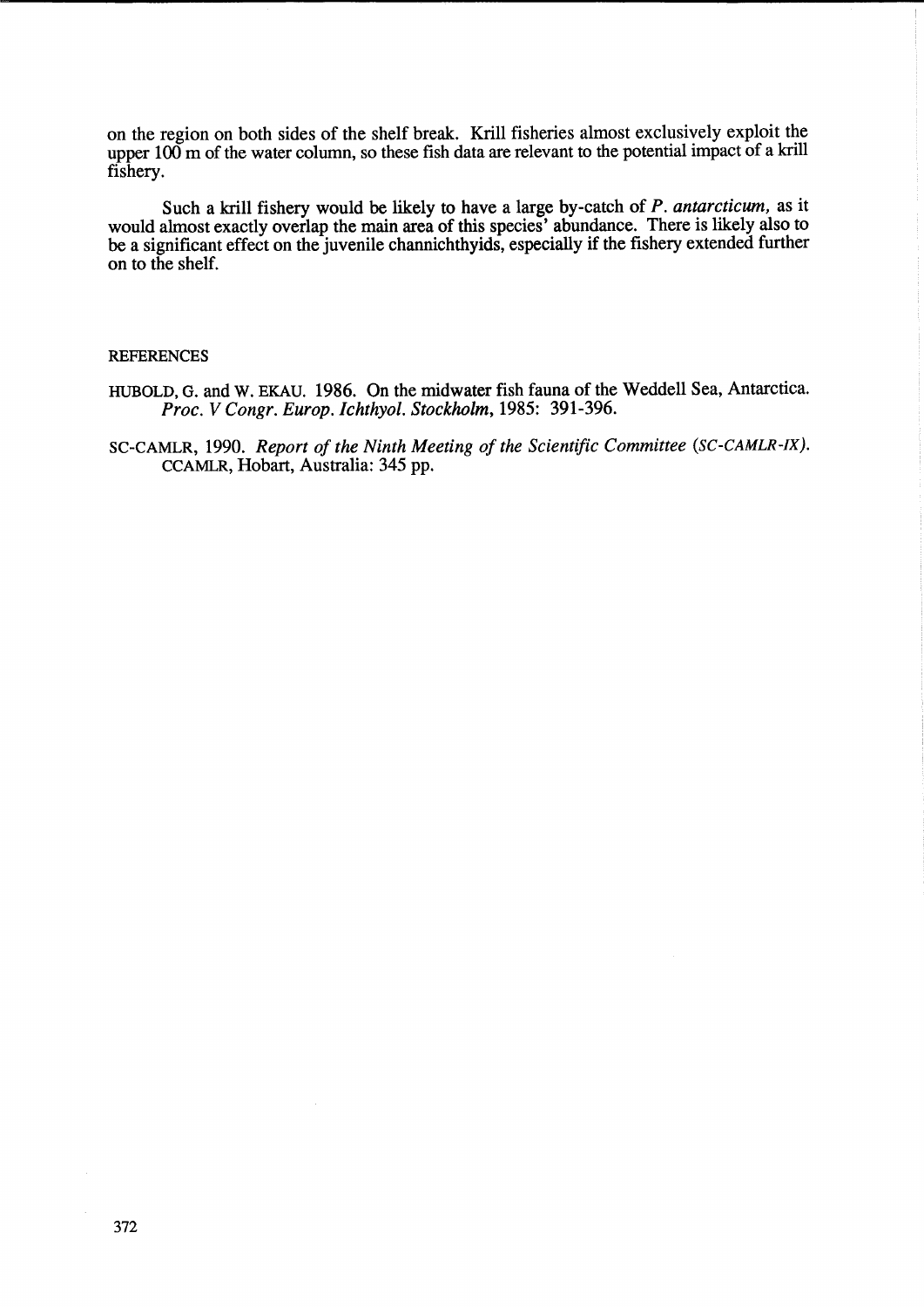on the region on both sides of the shelf break. Krill fisheries almost exclusively exploit the upper 100 m of the water column, so these fish data are relevant to the potential impact of a krill fishery.

Such a krill fishery would be likely to have a large by-catch of *P. antarcticum*, as it would almost exactly overlap the main area of this species' abundance. There is likely also to be a significant effect on the juvenile channichthyids, especially if the fishery extended further on to the shelf.

## REFERENCES

HUBOLD, G. and W. EKAU. 1986. On the midwater fish fauna of the Weddell Sea, Antarctica. *Proc. V Congr. Europ. Ichthyol. Stockholm*, 1985: 391-396.

SC-CAMLR, 1990. *Report of the Ninth Meeting of the Scientific Committee (SC-CAMLR-IX)*. CCAMLR, Hobart, Australia: 345 pp.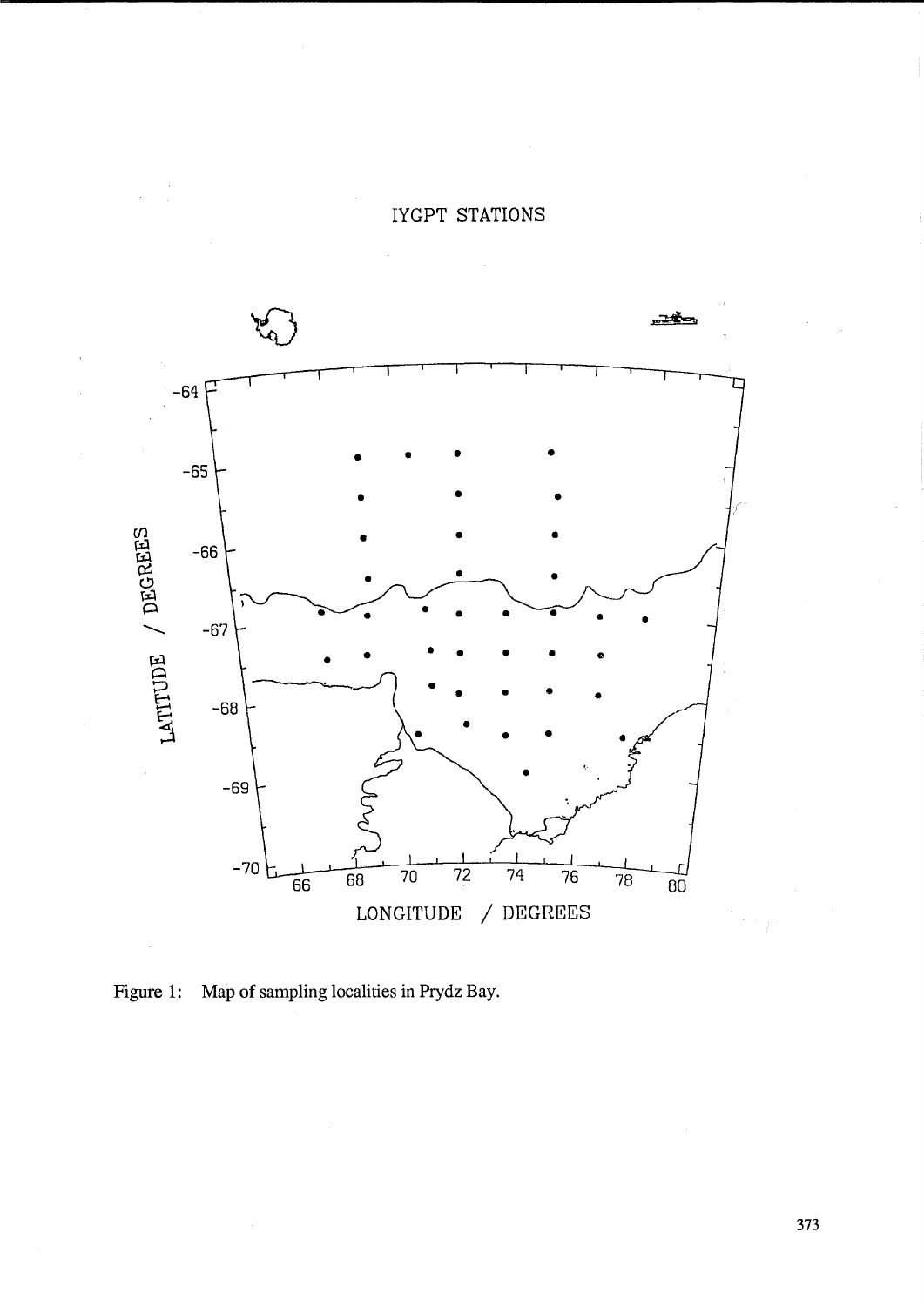IYGPT STATIONS

LATITUDE / DEGREES

LONGITUDE / DEGREES

Figure 1: Map of sampling localities in Prydz Bay.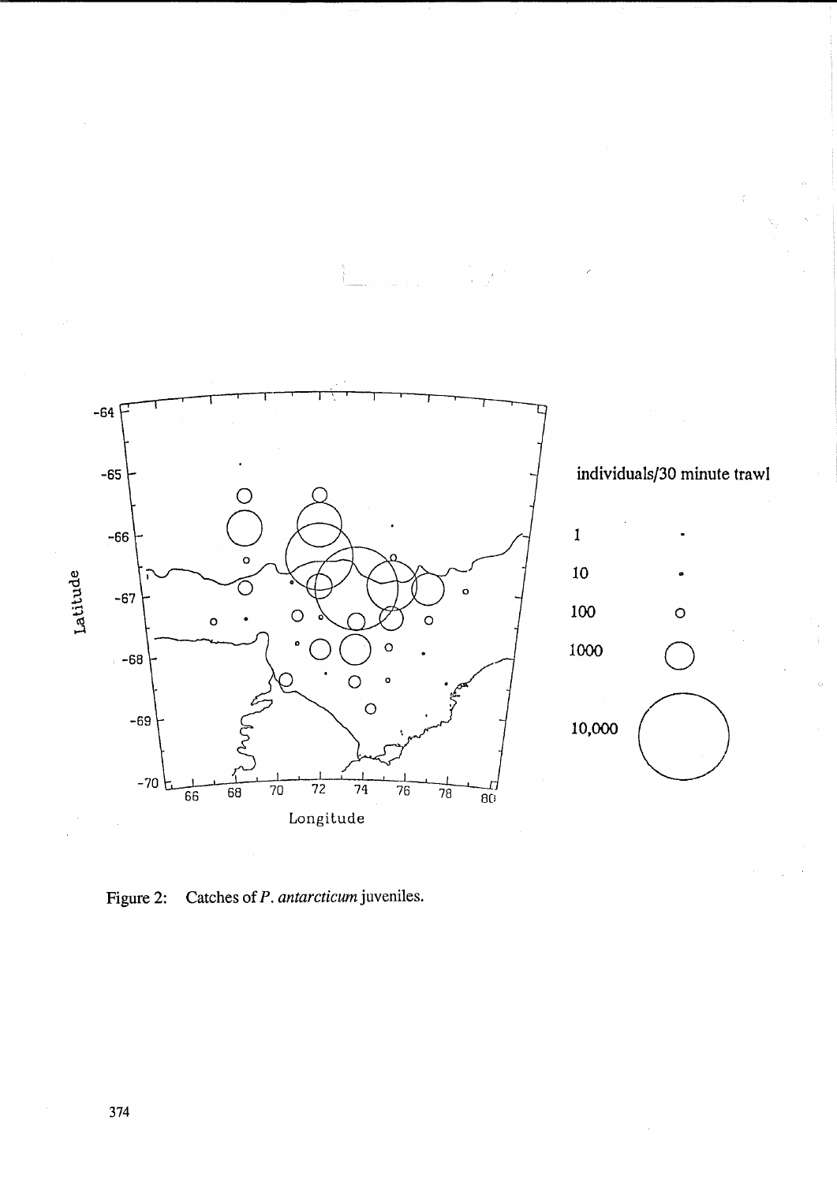Figure 2: Catches of *P. antarcticum* juveniles.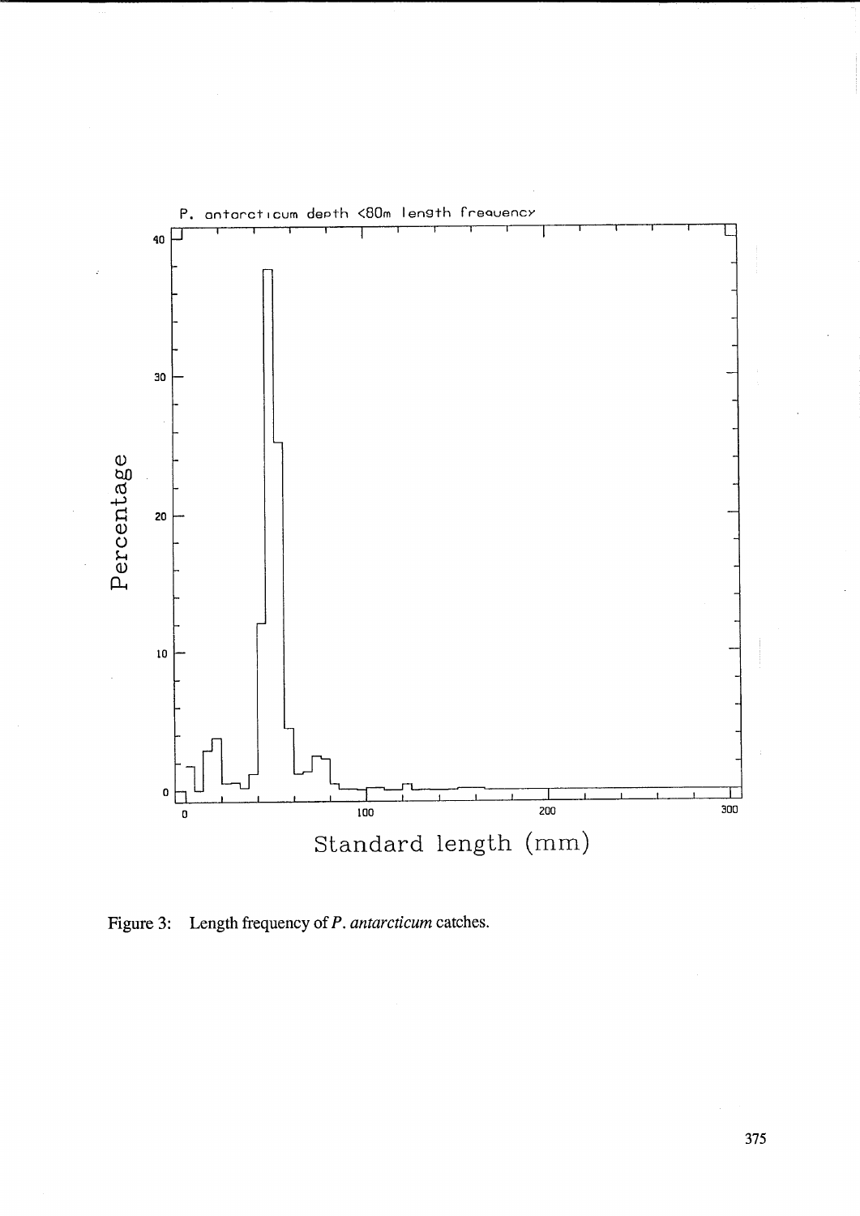Figure 3: Length frequency of *P. antarcticum* catches.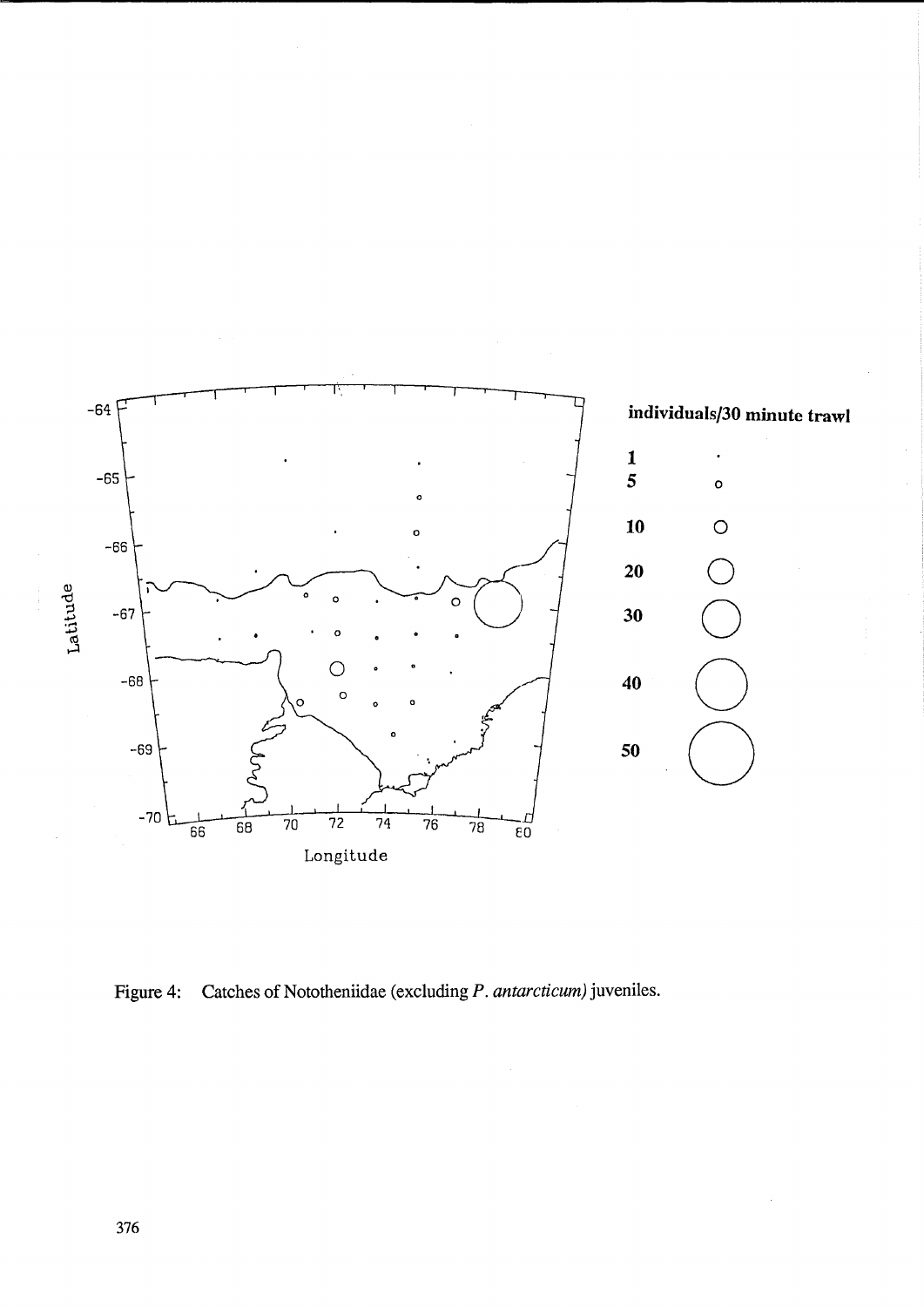Figure 4: Catches of Nototheniidae (excluding *P. antarcticum)* juveniles.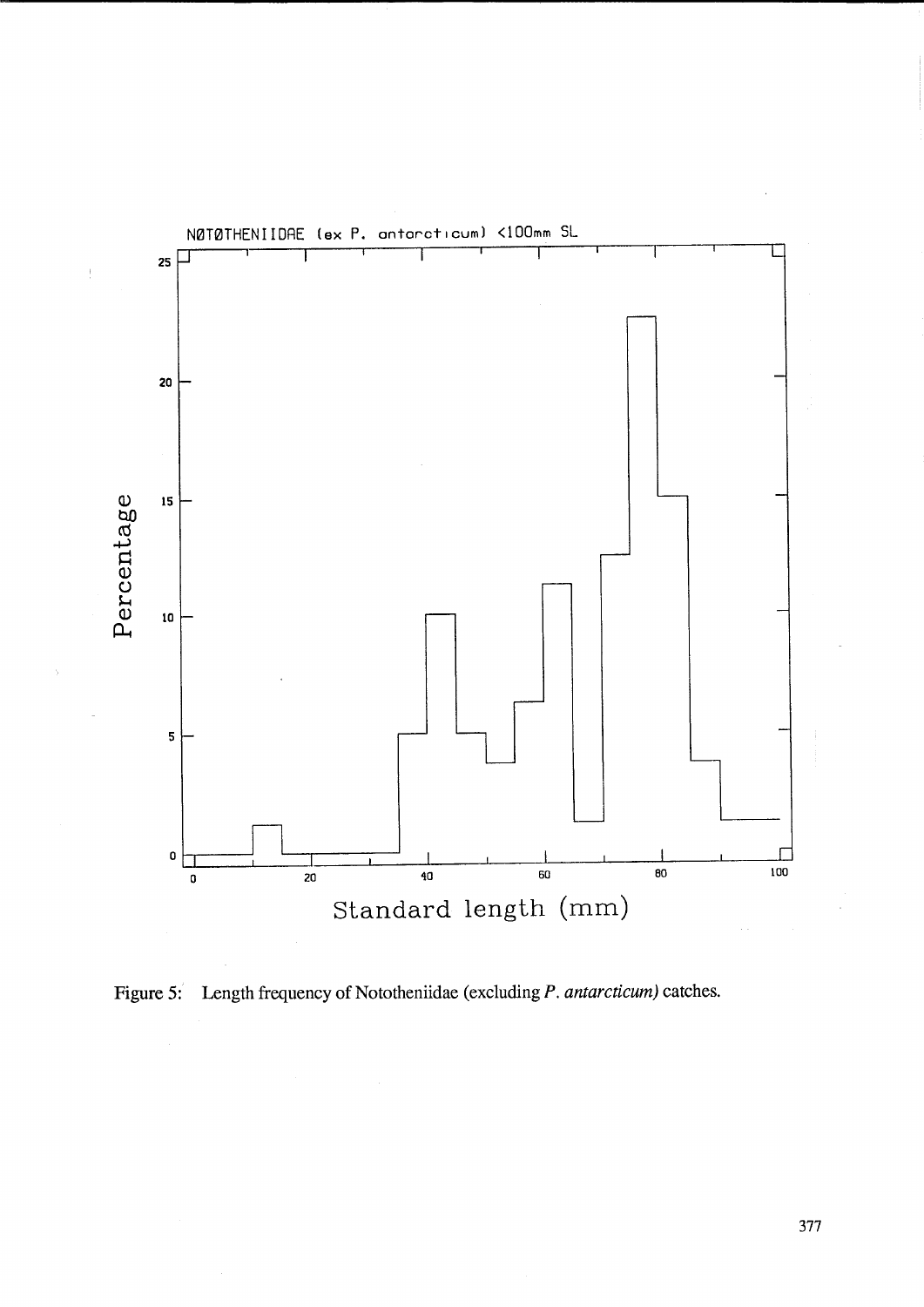Figure 5: Length frequency of Nototheniidae (excluding *P. antarcticum)* catches.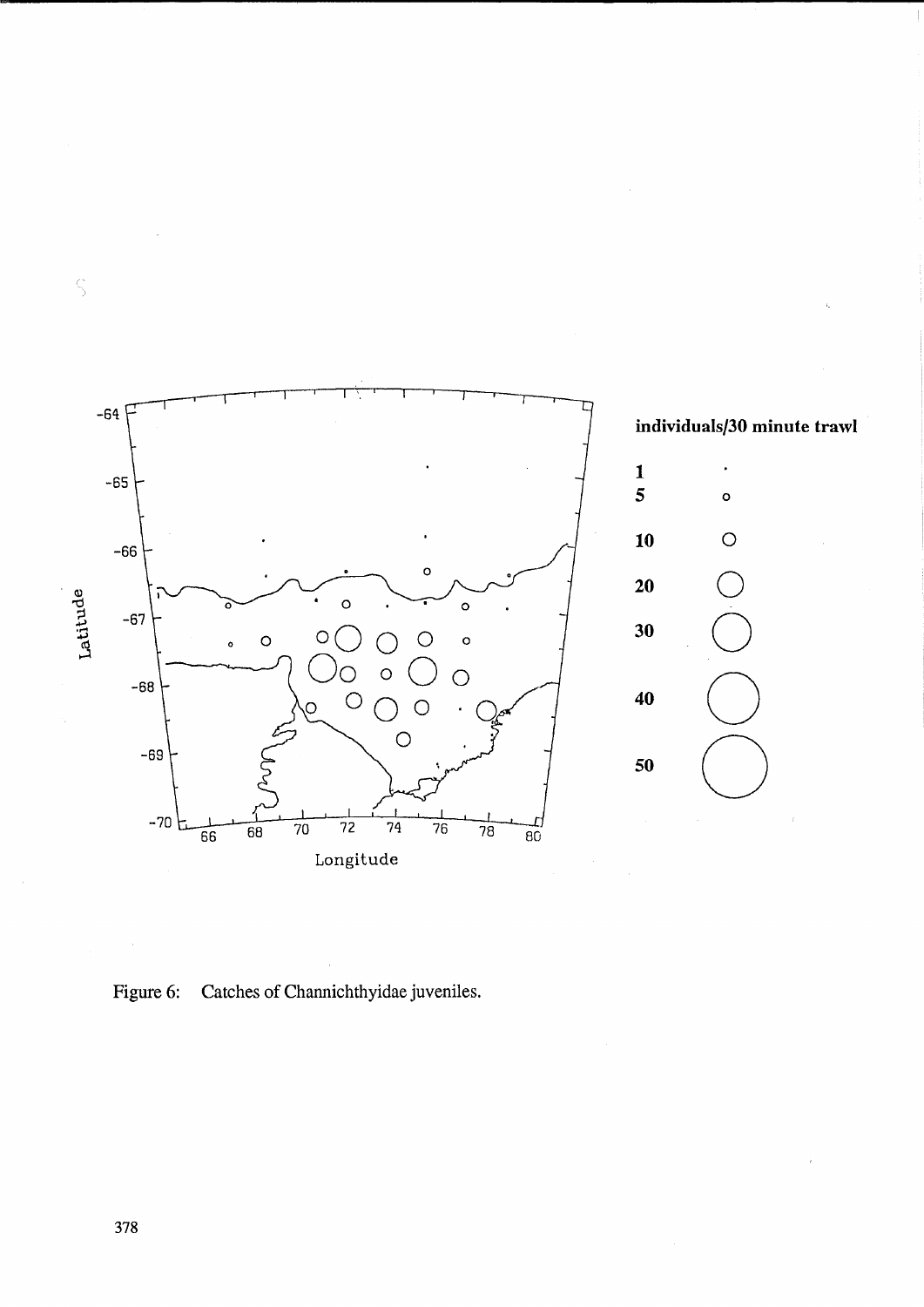Figure 6: Catches of Channichthyidae juveniles.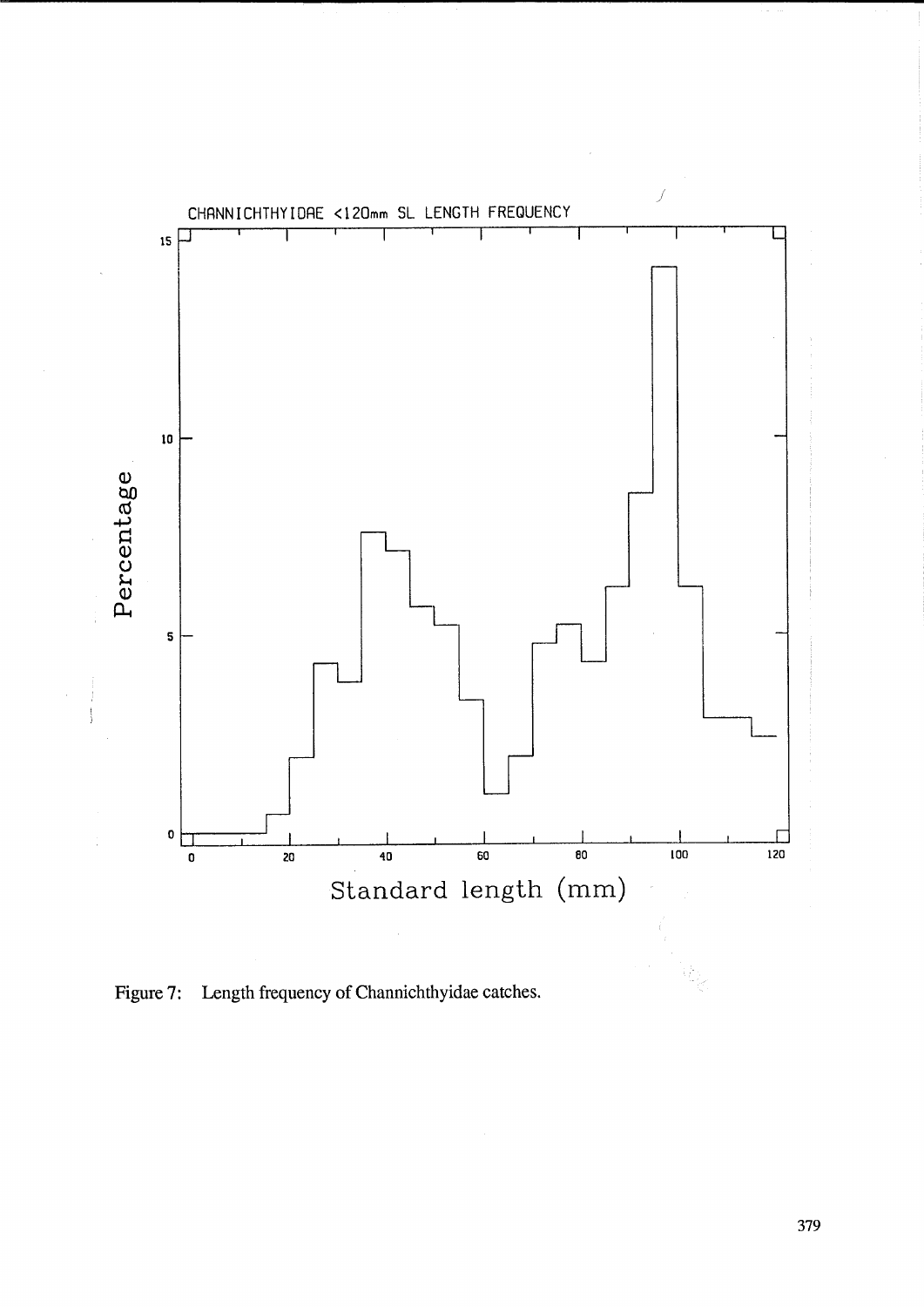Figure 7: Length frequency of Channichthyidae catches.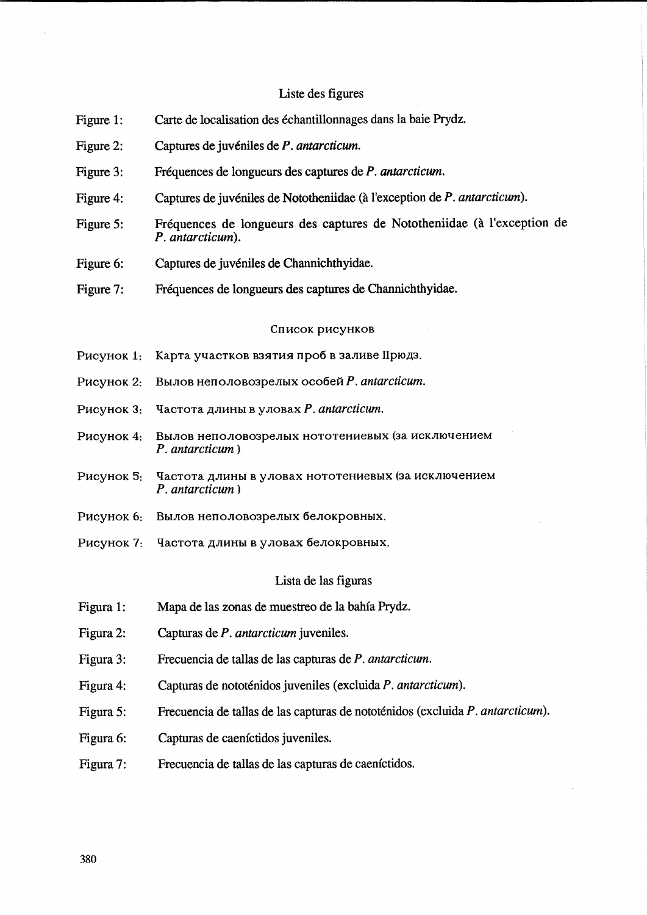## Liste des figures

Figure 1: Carte de localisation des échantillonnages dans la baie Prydz.

Figure 2: Captures de juvéniles de *P. antarcticum*.

Figure 3: Fréquences de longueurs des captures de *P. antarcticum*.

Figure 4: Captures de juvéniles de Nototheniidae (à l'exception de *P. antarcticum*).

Figure 5: Fréquences de longueurs des captures de Nototheniidae (à l'exception de *P. antarcticum*).

Figure 6: Captures de juvéniles de Channichthyidae.

Figure 7: Fréquences de longueurs des captures de Channichthyidae.

## Список рисунков

Рисунок 1: Карта участков взятия проб в заливе Прюдз.

Рисунок 2: Вылов неполовозрелых особей *P. antarcticum*.

Рисунок 3: Частота длины в уловах *P. antarcticum*.

Рисунок 4: Вылов неполовозрелых нототениевых (за исключением *P. antarcticum*)

Рисунок 5: Частота длины в уловах нототениевых (за исключением *P. antarcticum*)

Рисунок 6: Вылов неполовозрелых белокровных.

Рисунок 7: Частота длины в уловах белокровных.

## Lista de las figuras

Figura 1: Mapa de las zonas de muestreo de la bahía Prydz.

Figura 2: Capturas de *P. antarcticum* juveniles.

Figura 3: Frecuencia de tallas de las capturas de *P. antarcticum*.

Figura 4: Capturas de nototénidos juveniles (excluida *P. antarcticum*).

Figura 5: Frecuencia de tallas de las capturas de nototénidos (excluida *P. antarcticum*).

Figura 6: Capturas de caeníctidos juveniles.

Figura 7: Frecuencia de tallas de las capturas de caeníctidos.